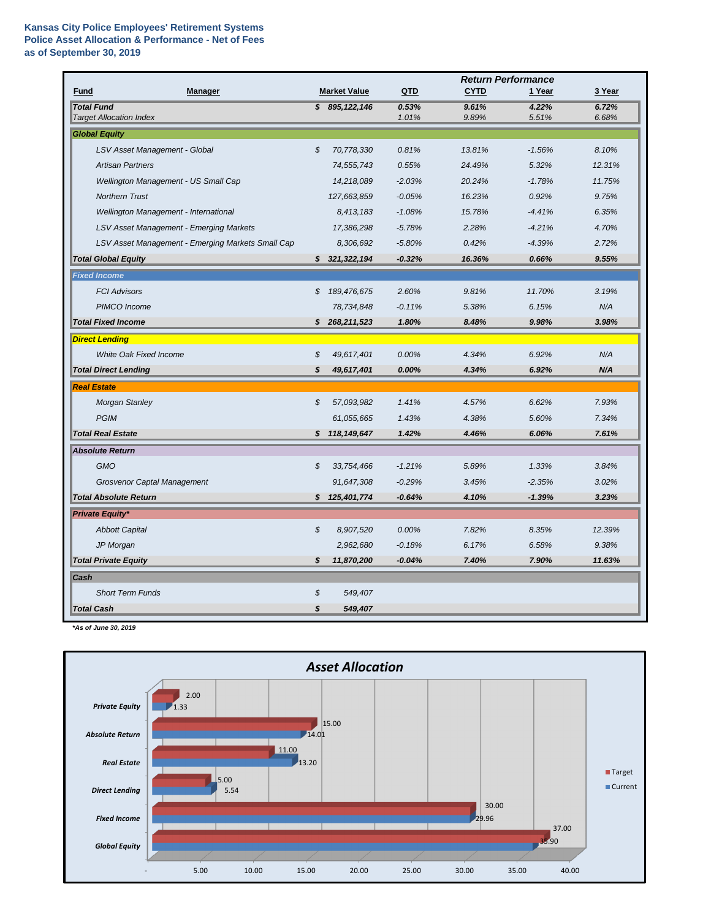**Kansas City Police Employees' Retirement Systems**
**Police Asset Allocation & Performance - Net of Fees**
**as of September 30, 2019**

| Fund | Manager | Market Value | QTD | CYTD | 1 Year | 3 Year |
|---|---|---|---|---|---|---|
| | | | *Return Performance* | | | |
| ***Total Fund*** | | ***$ 895,122,146*** | ***0.53%*** | ***9.61%*** | ***4.22%*** | ***6.72%*** |
| *Target Allocation Index* | | | *1.01%* | *9.89%* | *5.51%* | *6.68%* |
| ***Global Equity*** | | | | | | |
| | *LSV Asset Management - Global* | *$ 70,778,330* | *0.81%* | *13.81%* | *-1.56%* | *8.10%* |
| | *Artisan Partners* | *74,555,743* | *0.55%* | *24.49%* | *5.32%* | *12.31%* |
| | *Wellington Management - US Small Cap* | *14,218,089* | *-2.03%* | *20.24%* | *-1.78%* | *11.75%* |
| | *Northern Trust* | *127,663,859* | *-0.05%* | *16.23%* | *0.92%* | *9.75%* |
| | *Wellington Management - International* | *8,413,183* | *-1.08%* | *15.78%* | *-4.41%* | *6.35%* |
| | *LSV Asset Management - Emerging Markets* | *17,386,298* | *-5.78%* | *2.28%* | *-4.21%* | *4.70%* |
| | *LSV Asset Management - Emerging Markets Small Cap* | *8,306,692* | *-5.80%* | *0.42%* | *-4.39%* | *2.72%* |
| ***Total Global Equity*** | | ***$ 321,322,194*** | ***-0.32%*** | ***16.36%*** | ***0.66%*** | ***9.55%*** |
| ***Fixed Income*** | | | | | | |
| | *FCI Advisors* | *$ 189,476,675* | *2.60%* | *9.81%* | *11.70%* | *3.19%* |
| | *PIMCO Income* | *78,734,848* | *-0.11%* | *5.38%* | *6.15%* | *N/A* |
| ***Total Fixed Income*** | | ***$ 268,211,523*** | ***1.80%*** | ***8.48%*** | ***9.98%*** | ***3.98%*** |
| ***Direct Lending*** | | | | | | |
| | *White Oak Fixed Income* | *$ 49,617,401* | *0.00%* | *4.34%* | *6.92%* | *N/A* |
| ***Total Direct Lending*** | | ***$ 49,617,401*** | ***0.00%*** | ***4.34%*** | ***6.92%*** | ***N/A*** |
| ***Real Estate*** | | | | | | |
| | *Morgan Stanley* | *$ 57,093,982* | *1.41%* | *4.57%* | *6.62%* | *7.93%* |
| | *PGIM* | *61,055,665* | *1.43%* | *4.38%* | *5.60%* | *7.34%* |
| ***Total Real Estate*** | | ***$ 118,149,647*** | ***1.42%*** | ***4.46%*** | ***6.06%*** | ***7.61%*** |
| ***Absolute Return*** | | | | | | |
| | *GMO* | *$ 33,754,466* | *-1.21%* | *5.89%* | *1.33%* | *3.84%* |
| | *Grosvenor Captal Management* | *91,647,308* | *-0.29%* | *3.45%* | *-2.35%* | *3.02%* |
| ***Total Absolute Return*** | | ***$ 125,401,774*** | ***-0.64%*** | ***4.10%*** | ***-1.39%*** | ***3.23%*** |
| ***Private Equity**** | | | | | | |
| | *Abbott Capital* | *$ 8,907,520* | *0.00%* | *7.82%* | *8.35%* | *12.39%* |
| | *JP Morgan* | *2,962,680* | *-0.18%* | *6.17%* | *6.58%* | *9.38%* |
| ***Total Private Equity*** | | ***$ 11,870,200*** | ***-0.04%*** | ***7.40%*** | ***7.90%*** | ***11.63%*** |
| ***Cash*** | | | | | | |
| | *Short Term Funds* | *$ 549,407* | | | | |
| ***Total Cash*** | | ***$ 549,407*** | | | | |

***As of June 30, 2019**

## Asset Allocation

| Asset Class | Target | Current |
|---|---|---|
| Private Equity | 2.00 | 1.33 |
| Absolute Return | 15.00 | 14.01 |
| Real Estate | 11.00 | 13.20 |
| Direct Lending | 5.00 | 5.54 |
| Fixed Income | 30.00 | 29.96 |
| Global Equity | 37.00 | 35.90 |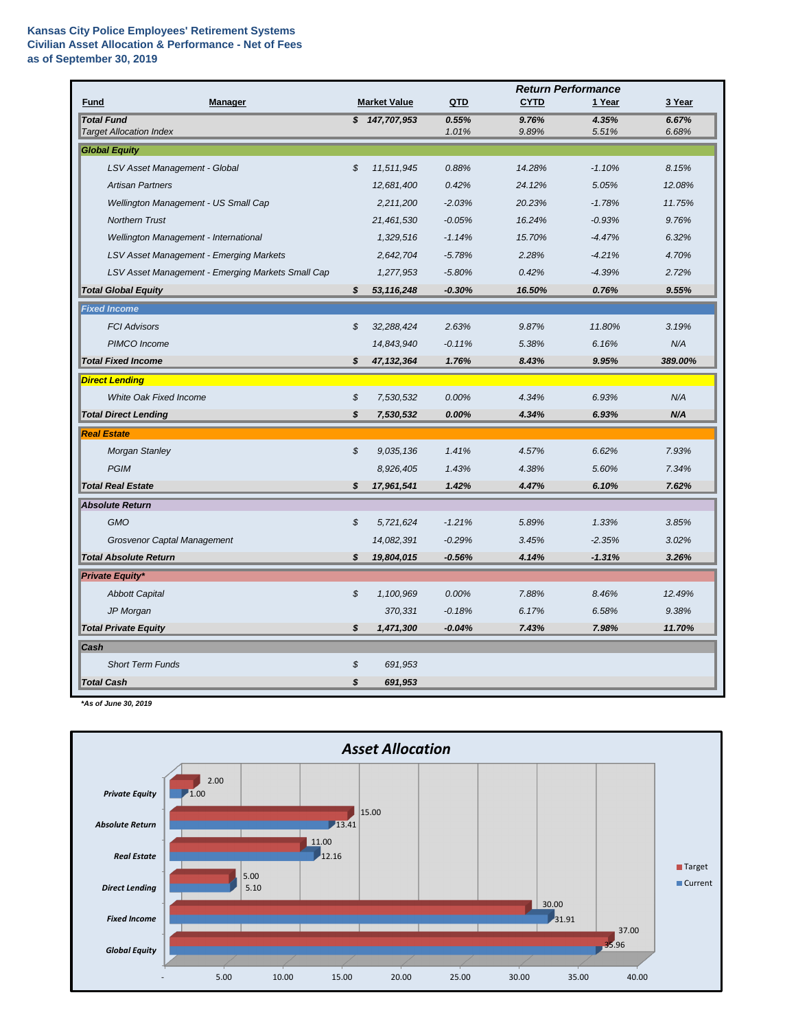**Kansas City Police Employees' Retirement Systems**
**Civilian Asset Allocation & Performance - Net of Fees**
**as of September 30, 2019**

| Fund | Manager | Market Value | QTD | CYTD | 1 Year | 3 Year |
|---|---|---|---|---|---|---|
| | | | | *Return Performance* | | |
| ***Total Fund*** | | ***$ 147,707,953*** | ***0.55%*** | ***9.76%*** | ***4.35%*** | ***6.67%*** |
| *Target Allocation Index* | | | *1.01%* | *9.89%* | *5.51%* | *6.68%* |
| ***Global Equity*** | | | | | | |
| | *LSV Asset Management - Global* | *$ 11,511,945* | *0.88%* | *14.28%* | *-1.10%* | *8.15%* |
| | *Artisan Partners* | *12,681,400* | *0.42%* | *24.12%* | *5.05%* | *12.08%* |
| | *Wellington Management - US Small Cap* | *2,211,200* | *-2.03%* | *20.23%* | *-1.78%* | *11.75%* |
| | *Northern Trust* | *21,461,530* | *-0.05%* | *16.24%* | *-0.93%* | *9.76%* |
| | *Wellington Management - International* | *1,329,516* | *-1.14%* | *15.70%* | *-4.47%* | *6.32%* |
| | *LSV Asset Management - Emerging Markets* | *2,642,704* | *-5.78%* | *2.28%* | *-4.21%* | *4.70%* |
| | *LSV Asset Management - Emerging Markets Small Cap* | *1,277,953* | *-5.80%* | *0.42%* | *-4.39%* | *2.72%* |
| ***Total Global Equity*** | | ***$ 53,116,248*** | ***-0.30%*** | ***16.50%*** | ***0.76%*** | ***9.55%*** |
| ***Fixed Income*** | | | | | | |
| | *FCI Advisors* | *$ 32,288,424* | *2.63%* | *9.87%* | *11.80%* | *3.19%* |
| | *PIMCO Income* | *14,843,940* | *-0.11%* | *5.38%* | *6.16%* | *N/A* |
| ***Total Fixed Income*** | | ***$ 47,132,364*** | ***1.76%*** | ***8.43%*** | ***9.95%*** | ***389.00%*** |
| ***Direct Lending*** | | | | | | |
| | *White Oak Fixed Income* | *$ 7,530,532* | *0.00%* | *4.34%* | *6.93%* | *N/A* |
| ***Total Direct Lending*** | | ***$ 7,530,532*** | ***0.00%*** | ***4.34%*** | ***6.93%*** | ***N/A*** |
| ***Real Estate*** | | | | | | |
| | *Morgan Stanley* | *$ 9,035,136* | *1.41%* | *4.57%* | *6.62%* | *7.93%* |
| | *PGIM* | *8,926,405* | *1.43%* | *4.38%* | *5.60%* | *7.34%* |
| ***Total Real Estate*** | | ***$ 17,961,541*** | ***1.42%*** | ***4.47%*** | ***6.10%*** | ***7.62%*** |
| ***Absolute Return*** | | | | | | |
| | *GMO* | *$ 5,721,624* | *-1.21%* | *5.89%* | *1.33%* | *3.85%* |
| | *Grosvenor Captal Management* | *14,082,391* | *-0.29%* | *3.45%* | *-2.35%* | *3.02%* |
| ***Total Absolute Return*** | | ***$ 19,804,015*** | ***-0.56%*** | ***4.14%*** | ***-1.31%*** | ***3.26%*** |
| ***Private Equity**** | | | | | | |
| | *Abbott Capital* | *$ 1,100,969* | *0.00%* | *7.88%* | *8.46%* | *12.49%* |
| | *JP Morgan* | *370,331* | *-0.18%* | *6.17%* | *6.58%* | *9.38%* |
| ***Total Private Equity*** | | ***$ 1,471,300*** | ***-0.04%*** | ***7.43%*** | ***7.98%*** | ***11.70%*** |
| ***Cash*** | | | | | | |
| | *Short Term Funds* | *$ 691,953* | | | | |
| ***Total Cash*** | | ***$ 691,953*** | | | | |

****As of June 30, 2019***

***Asset Allocation***

Private Equity 2.00 1.00
Absolute Return 15.00 13.41
Real Estate 11.00 12.16
Direct Lending 5.00 5.10
Fixed Income 30.00 31.91
Global Equity 37.00 35.96

- 5.00 10.00 15.00 20.00 25.00 30.00 35.00 40.00

Target
Current